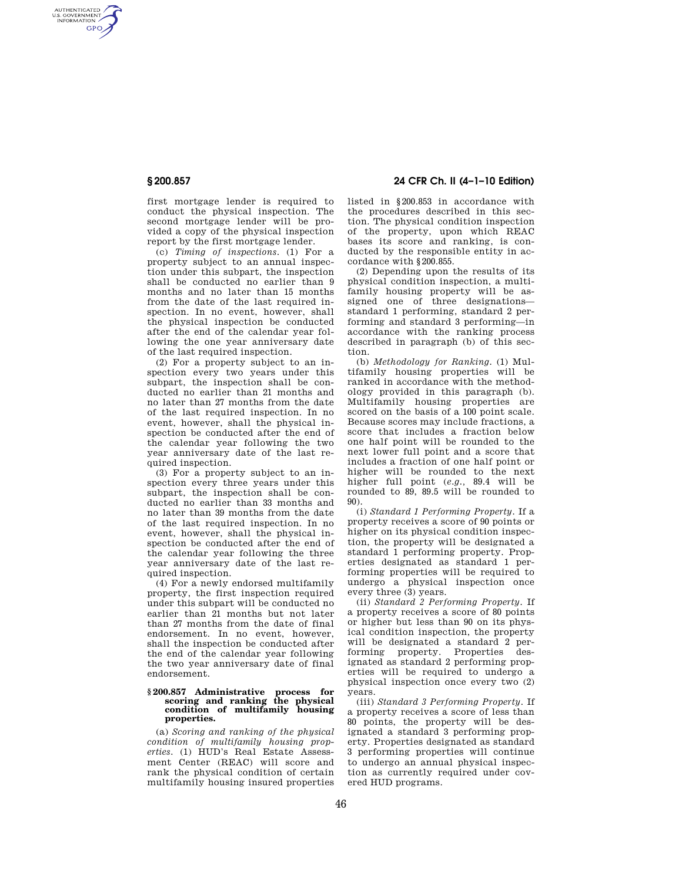first mortgage lender is required to conduct the physical inspection. The second mortgage lender will be provided a copy of the physical inspection report by the first mortgage lender.

(c) *Timing of inspections.* (1) For a property subject to an annual inspection under this subpart, the inspection shall be conducted no earlier than 9 months and no later than 15 months from the date of the last required inspection. In no event, however, shall the physical inspection be conducted after the end of the calendar year following the one year anniversary date of the last required inspection.

(2) For a property subject to an inspection every two years under this subpart, the inspection shall be conducted no earlier than 21 months and no later than 27 months from the date of the last required inspection. In no event, however, shall the physical inspection be conducted after the end of the calendar year following the two year anniversary date of the last required inspection.

(3) For a property subject to an inspection every three years under this subpart, the inspection shall be conducted no earlier than 33 months and no later than 39 months from the date of the last required inspection. In no event, however, shall the physical inspection be conducted after the end of the calendar year following the three year anniversary date of the last required inspection.

(4) For a newly endorsed multifamily property, the first inspection required under this subpart will be conducted no earlier than 21 months but not later than 27 months from the date of final endorsement. In no event, however, shall the inspection be conducted after the end of the calendar year following the two year anniversary date of final endorsement.

### § 200.857 Administrative process for scoring and ranking the physical condition of multifamily housing properties.

(a) *Scoring and ranking of the physical condition of multifamily housing properties.* (1) HUD's Real Estate Assessment Center (REAC) will score and rank the physical condition of certain multifamily housing insured properties listed in § 200.853 in accordance with the procedures described in this section. The physical condition inspection of the property, upon which REAC bases its score and ranking, is conducted by the responsible entity in accordance with § 200.855.

(2) Depending upon the results of its physical condition inspection, a multifamily housing property will be assigned one of three designations—standard 1 performing, standard 2 performing and standard 3 performing—in accordance with the ranking process described in paragraph (b) of this section.

(b) *Methodology for Ranking.* (1) Multifamily housing properties will be ranked in accordance with the methodology provided in this paragraph (b). Multifamily housing properties are scored on the basis of a 100 point scale. Because scores may include fractions, a score that includes a fraction below one half point will be rounded to the next lower full point and a score that includes a fraction of one half point or higher will be rounded to the next higher full point (*e.g.*, 89.4 will be rounded to 89, 89.5 will be rounded to 90).

(i) *Standard 1 Performing Property.* If a property receives a score of 90 points or higher on its physical condition inspection, the property will be designated a standard 1 performing property. Properties designated as standard 1 performing properties will be required to undergo a physical inspection once every three (3) years.

(ii) *Standard 2 Performing Property.* If a property receives a score of 80 points or higher but less than 90 on its physical condition inspection, the property will be designated a standard 2 performing property. Properties designated as standard 2 performing properties will be required to undergo a physical inspection once every two (2) years.

(iii) *Standard 3 Performing Property.* If a property receives a score of less than 80 points, the property will be designated a standard 3 performing property. Properties designated as standard 3 performing properties will continue to undergo an annual physical inspection as currently required under covered HUD programs.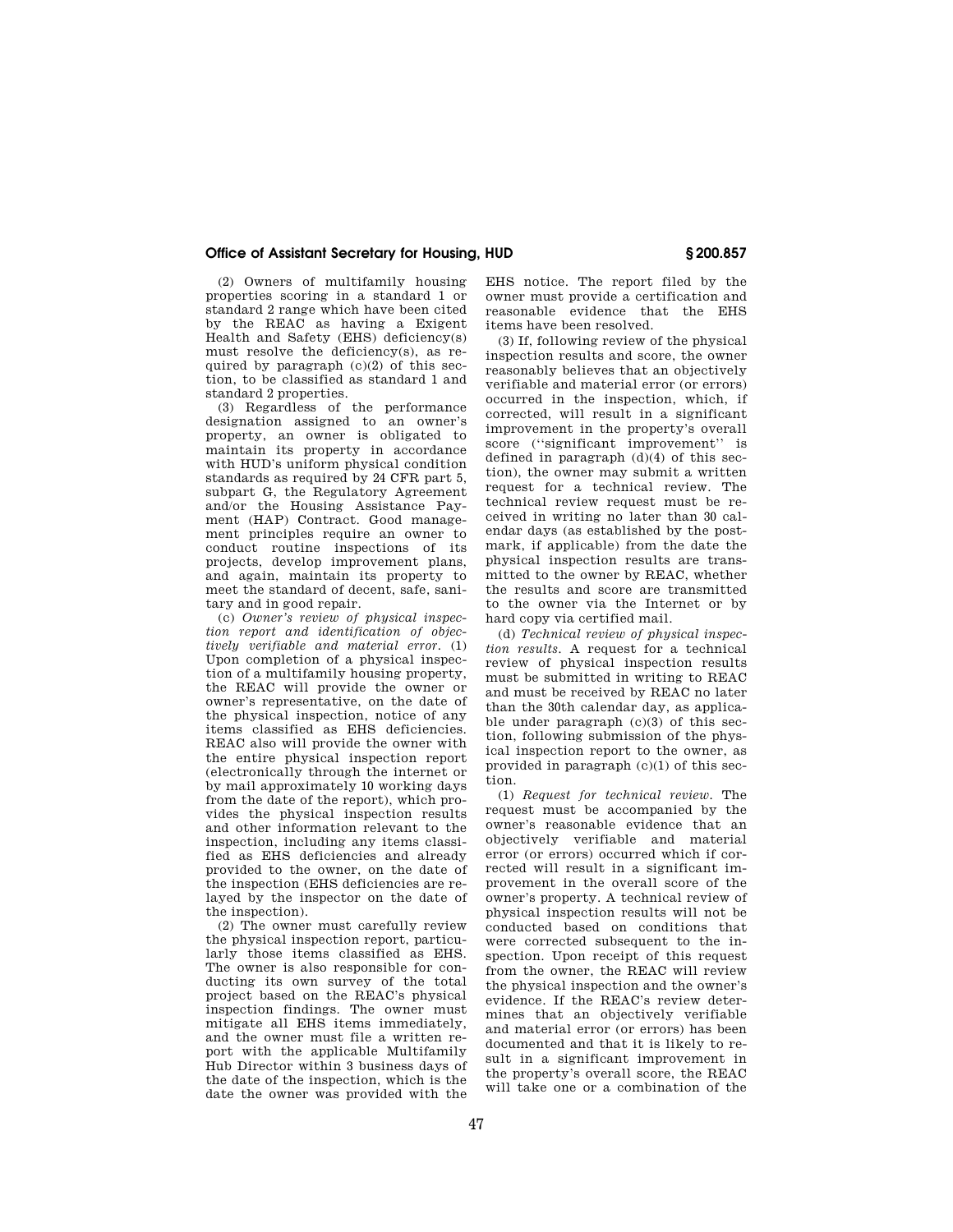(2) Owners of multifamily housing properties scoring in a standard 1 or standard 2 range which have been cited by the REAC as having a Exigent Health and Safety (EHS) deficiency(s) must resolve the deficiency(s), as required by paragraph (c)(2) of this section, to be classified as standard 1 and standard 2 properties.

(3) Regardless of the performance designation assigned to an owner's property, an owner is obligated to maintain its property in accordance with HUD's uniform physical condition standards as required by 24 CFR part 5, subpart G, the Regulatory Agreement and/or the Housing Assistance Payment (HAP) Contract. Good management principles require an owner to conduct routine inspections of its projects, develop improvement plans, and again, maintain its property to meet the standard of decent, safe, sanitary and in good repair.

(c) *Owner's review of physical inspection report and identification of objectively verifiable and material error.* (1) Upon completion of a physical inspection of a multifamily housing property, the REAC will provide the owner or owner's representative, on the date of the physical inspection, notice of any items classified as EHS deficiencies. REAC also will provide the owner with the entire physical inspection report (electronically through the internet or by mail approximately 10 working days from the date of the report), which provides the physical inspection results and other information relevant to the inspection, including any items classified as EHS deficiencies and already provided to the owner, on the date of the inspection (EHS deficiencies are relayed by the inspector on the date of the inspection).

(2) The owner must carefully review the physical inspection report, particularly those items classified as EHS. The owner is also responsible for conducting its own survey of the total project based on the REAC's physical inspection findings. The owner must mitigate all EHS items immediately, and the owner must file a written report with the applicable Multifamily Hub Director within 3 business days of the date of the inspection, which is the date the owner was provided with the EHS notice. The report filed by the owner must provide a certification and reasonable evidence that the EHS items have been resolved.

(3) If, following review of the physical inspection results and score, the owner reasonably believes that an objectively verifiable and material error (or errors) occurred in the inspection, which, if corrected, will result in a significant improvement in the property's overall score (''significant improvement'' is defined in paragraph (d)(4) of this section), the owner may submit a written request for a technical review. The technical review request must be received in writing no later than 30 calendar days (as established by the postmark, if applicable) from the date the physical inspection results are transmitted to the owner by REAC, whether the results and score are transmitted to the owner via the Internet or by hard copy via certified mail.

(d) *Technical review of physical inspection results.* A request for a technical review of physical inspection results must be submitted in writing to REAC and must be received by REAC no later than the 30th calendar day, as applicable under paragraph (c)(3) of this section, following submission of the physical inspection report to the owner, as provided in paragraph (c)(1) of this section.

(1) *Request for technical review.* The request must be accompanied by the owner's reasonable evidence that an objectively verifiable and material error (or errors) occurred which if corrected will result in a significant improvement in the overall score of the owner's property. A technical review of physical inspection results will not be conducted based on conditions that were corrected subsequent to the inspection. Upon receipt of this request from the owner, the REAC will review the physical inspection and the owner's evidence. If the REAC's review determines that an objectively verifiable and material error (or errors) has been documented and that it is likely to result in a significant improvement in the property's overall score, the REAC will take one or a combination of the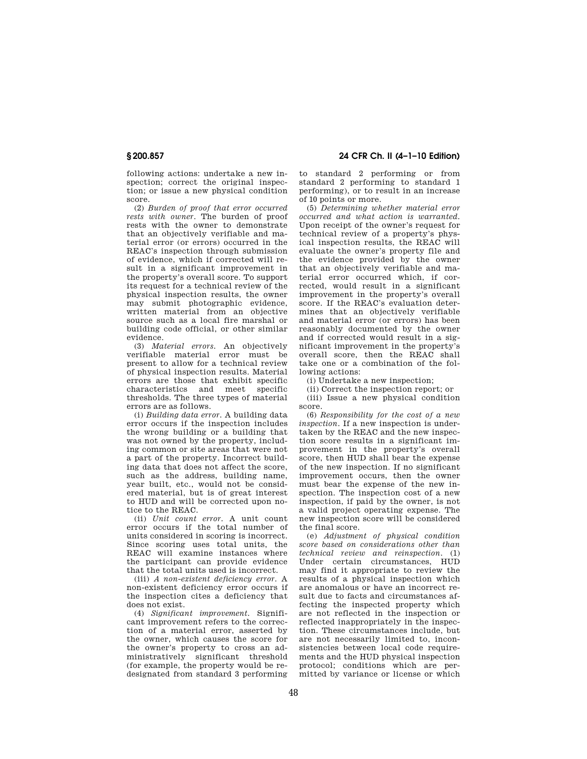following actions: undertake a new inspection; correct the original inspection; or issue a new physical condition score.

(2) *Burden of proof that error occurred rests with owner.* The burden of proof rests with the owner to demonstrate that an objectively verifiable and material error (or errors) occurred in the REAC's inspection through submission of evidence, which if corrected will result in a significant improvement in the property's overall score. To support its request for a technical review of the physical inspection results, the owner may submit photographic evidence, written material from an objective source such as a local fire marshal or building code official, or other similar evidence.

(3) *Material errors.* An objectively verifiable material error must be present to allow for a technical review of physical inspection results. Material errors are those that exhibit specific characteristics and meet specific thresholds. The three types of material errors are as follows.

(i) *Building data error.* A building data error occurs if the inspection includes the wrong building or a building that was not owned by the property, including common or site areas that were not a part of the property. Incorrect building data that does not affect the score, such as the address, building name, year built, etc., would not be considered material, but is of great interest to HUD and will be corrected upon notice to the REAC.

(ii) *Unit count error.* A unit count error occurs if the total number of units considered in scoring is incorrect. Since scoring uses total units, the REAC will examine instances where the participant can provide evidence that the total units used is incorrect.

(iii) *A non-existent deficiency error.* A non-existent deficiency error occurs if the inspection cites a deficiency that does not exist.

(4) *Significant improvement.* Significant improvement refers to the correction of a material error, asserted by the owner, which causes the score for the owner's property to cross an administratively significant threshold (for example, the property would be redesignated from standard 3 performing to standard 2 performing or from standard 2 performing to standard 1 performing), or to result in an increase of 10 points or more.

(5) *Determining whether material error occurred and what action is warranted.* Upon receipt of the owner's request for technical review of a property's physical inspection results, the REAC will evaluate the owner's property file and the evidence provided by the owner that an objectively verifiable and material error occurred which, if corrected, would result in a significant improvement in the property's overall score. If the REAC's evaluation determines that an objectively verifiable and material error (or errors) has been reasonably documented by the owner and if corrected would result in a significant improvement in the property's overall score, then the REAC shall take one or a combination of the following actions:

(i) Undertake a new inspection;

(ii) Correct the inspection report; or

(iii) Issue a new physical condition score.

(6) *Responsibility for the cost of a new inspection.* If a new inspection is undertaken by the REAC and the new inspection score results in a significant improvement in the property's overall score, then HUD shall bear the expense of the new inspection. If no significant improvement occurs, then the owner must bear the expense of the new inspection. The inspection cost of a new inspection, if paid by the owner, is not a valid project operating expense. The new inspection score will be considered the final score.

(e) *Adjustment of physical condition score based on considerations other than technical review and reinspection.* (1) Under certain circumstances, HUD may find it appropriate to review the results of a physical inspection which are anomalous or have an incorrect result due to facts and circumstances affecting the inspected property which are not reflected in the inspection or reflected inappropriately in the inspection. These circumstances include, but are not necessarily limited to, inconsistencies between local code requirements and the HUD physical inspection protocol; conditions which are permitted by variance or license or which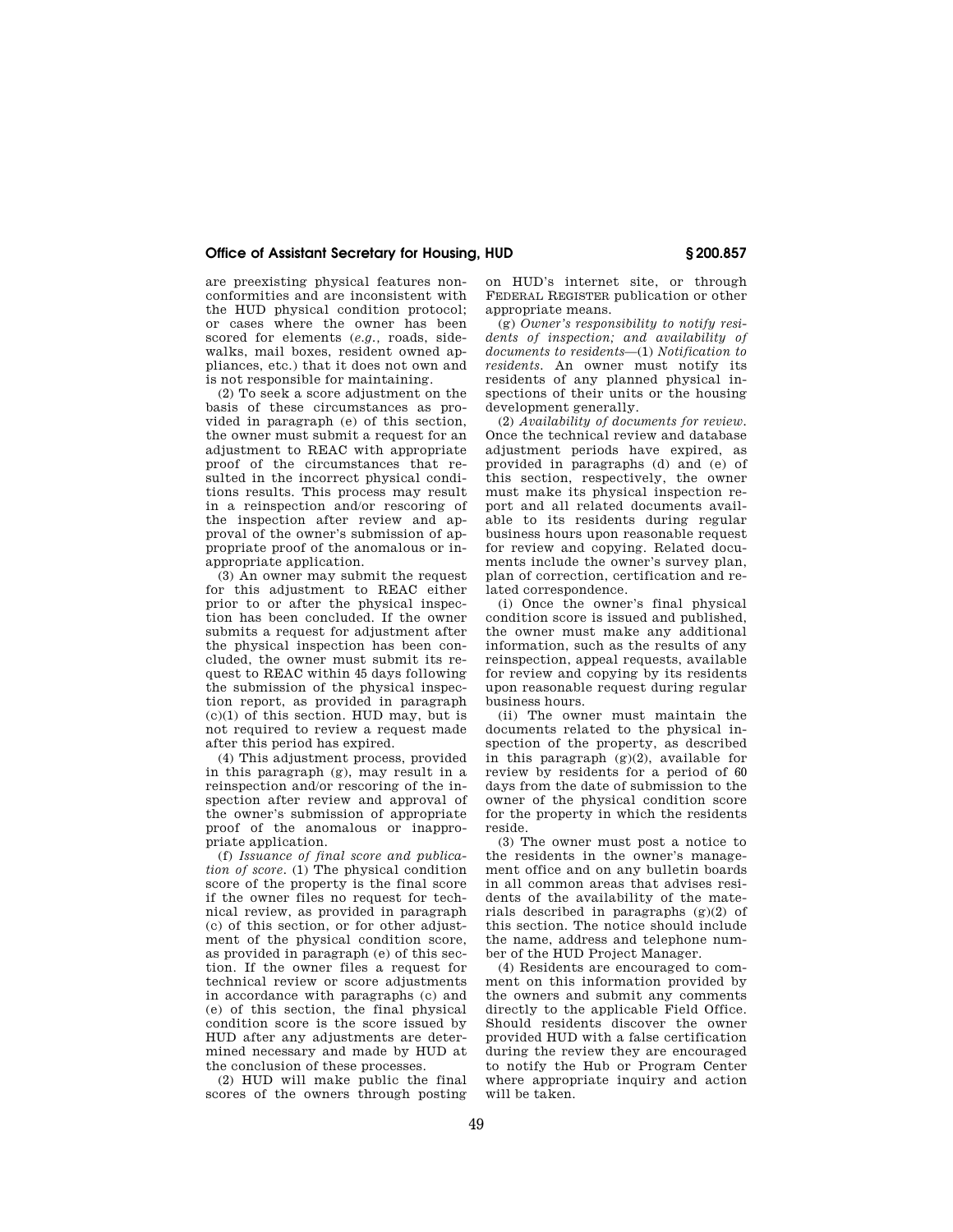are preexisting physical features nonconformities and are inconsistent with the HUD physical condition protocol; or cases where the owner has been scored for elements (*e.g.*, roads, sidewalks, mail boxes, resident owned appliances, etc.) that it does not own and is not responsible for maintaining.

(2) To seek a score adjustment on the basis of these circumstances as provided in paragraph (e) of this section, the owner must submit a request for an adjustment to REAC with appropriate proof of the circumstances that resulted in the incorrect physical conditions results. This process may result in a reinspection and/or rescoring of the inspection after review and approval of the owner's submission of appropriate proof of the anomalous or inappropriate application.

(3) An owner may submit the request for this adjustment to REAC either prior to or after the physical inspection has been concluded. If the owner submits a request for adjustment after the physical inspection has been concluded, the owner must submit its request to REAC within 45 days following the submission of the physical inspection report, as provided in paragraph (c)(1) of this section. HUD may, but is not required to review a request made after this period has expired.

(4) This adjustment process, provided in this paragraph (g), may result in a reinspection and/or rescoring of the inspection after review and approval of the owner's submission of appropriate proof of the anomalous or inappropriate application.

(f) *Issuance of final score and publication of score.* (1) The physical condition score of the property is the final score if the owner files no request for technical review, as provided in paragraph (c) of this section, or for other adjustment of the physical condition score, as provided in paragraph (e) of this section. If the owner files a request for technical review or score adjustments in accordance with paragraphs (c) and (e) of this section, the final physical condition score is the score issued by HUD after any adjustments are determined necessary and made by HUD at the conclusion of these processes.

(2) HUD will make public the final scores of the owners through posting on HUD's internet site, or through FEDERAL REGISTER publication or other appropriate means.

(g) *Owner's responsibility to notify residents of inspection; and availability of documents to residents*—(1) *Notification to residents.* An owner must notify its residents of any planned physical inspections of their units or the housing development generally.

(2) *Availability of documents for review.* Once the technical review and database adjustment periods have expired, as provided in paragraphs (d) and (e) of this section, respectively, the owner must make its physical inspection report and all related documents available to its residents during regular business hours upon reasonable request for review and copying. Related documents include the owner's survey plan, plan of correction, certification and related correspondence.

(i) Once the owner's final physical condition score is issued and published, the owner must make any additional information, such as the results of any reinspection, appeal requests, available for review and copying by its residents upon reasonable request during regular business hours.

(ii) The owner must maintain the documents related to the physical inspection of the property, as described in this paragraph (g)(2), available for review by residents for a period of 60 days from the date of submission to the owner of the physical condition score for the property in which the residents reside.

(3) The owner must post a notice to the residents in the owner's management office and on any bulletin boards in all common areas that advises residents of the availability of the materials described in paragraphs (g)(2) of this section. The notice should include the name, address and telephone number of the HUD Project Manager.

(4) Residents are encouraged to comment on this information provided by the owners and submit any comments directly to the applicable Field Office. Should residents discover the owner provided HUD with a false certification during the review they are encouraged to notify the Hub or Program Center where appropriate inquiry and action will be taken.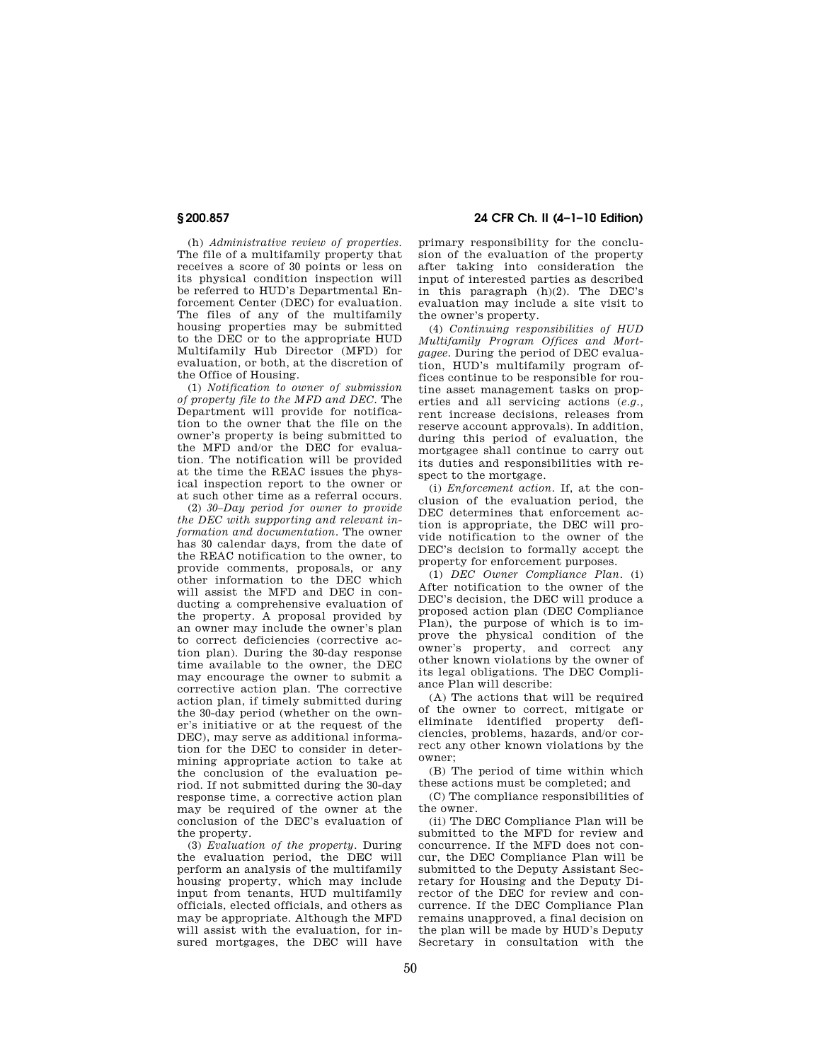(h) *Administrative review of properties.* The file of a multifamily property that receives a score of 30 points or less on its physical condition inspection will be referred to HUD's Departmental Enforcement Center (DEC) for evaluation. The files of any of the multifamily housing properties may be submitted to the DEC or to the appropriate HUD Multifamily Hub Director (MFD) for evaluation, or both, at the discretion of the Office of Housing.

(1) *Notification to owner of submission of property file to the MFD and DEC.* The Department will provide for notification to the owner that the file on the owner's property is being submitted to the MFD and/or the DEC for evaluation. The notification will be provided at the time the REAC issues the physical inspection report to the owner or at such other time as a referral occurs.

(2) *30–Day period for owner to provide the DEC with supporting and relevant information and documentation.* The owner has 30 calendar days, from the date of the REAC notification to the owner, to provide comments, proposals, or any other information to the DEC which will assist the MFD and DEC in conducting a comprehensive evaluation of the property. A proposal provided by an owner may include the owner's plan to correct deficiencies (corrective action plan). During the 30-day response time available to the owner, the DEC may encourage the owner to submit a corrective action plan. The corrective action plan, if timely submitted during the 30-day period (whether on the owner's initiative or at the request of the DEC), may serve as additional information for the DEC to consider in determining appropriate action to take at the conclusion of the evaluation period. If not submitted during the 30-day response time, a corrective action plan may be required of the owner at the conclusion of the DEC's evaluation of the property.

(3) *Evaluation of the property.* During the evaluation period, the DEC will perform an analysis of the multifamily housing property, which may include input from tenants, HUD multifamily officials, elected officials, and others as may be appropriate. Although the MFD will assist with the evaluation, for insured mortgages, the DEC will have primary responsibility for the conclusion of the evaluation of the property after taking into consideration the input of interested parties as described in this paragraph (h)(2). The DEC's evaluation may include a site visit to the owner's property.

(4) *Continuing responsibilities of HUD Multifamily Program Offices and Mortgagee.* During the period of DEC evaluation, HUD's multifamily program offices continue to be responsible for routine asset management tasks on properties and all servicing actions (*e.g.*, rent increase decisions, releases from reserve account approvals). In addition, during this period of evaluation, the mortgagee shall continue to carry out its duties and responsibilities with respect to the mortgage.

(i) *Enforcement action.* If, at the conclusion of the evaluation period, the DEC determines that enforcement action is appropriate, the DEC will provide notification to the owner of the DEC's decision to formally accept the property for enforcement purposes.

(1) *DEC Owner Compliance Plan.* (i) After notification to the owner of the DEC's decision, the DEC will produce a proposed action plan (DEC Compliance Plan), the purpose of which is to improve the physical condition of the owner's property, and correct any other known violations by the owner of its legal obligations. The DEC Compliance Plan will describe:

(A) The actions that will be required of the owner to correct, mitigate or eliminate identified property deficiencies, problems, hazards, and/or correct any other known violations by the owner;

(B) The period of time within which these actions must be completed; and

(C) The compliance responsibilities of the owner.

(ii) The DEC Compliance Plan will be submitted to the MFD for review and concurrence. If the MFD does not concur, the DEC Compliance Plan will be submitted to the Deputy Assistant Secretary for Housing and the Deputy Director of the DEC for review and concurrence. If the DEC Compliance Plan remains unapproved, a final decision on the plan will be made by HUD's Deputy Secretary in consultation with the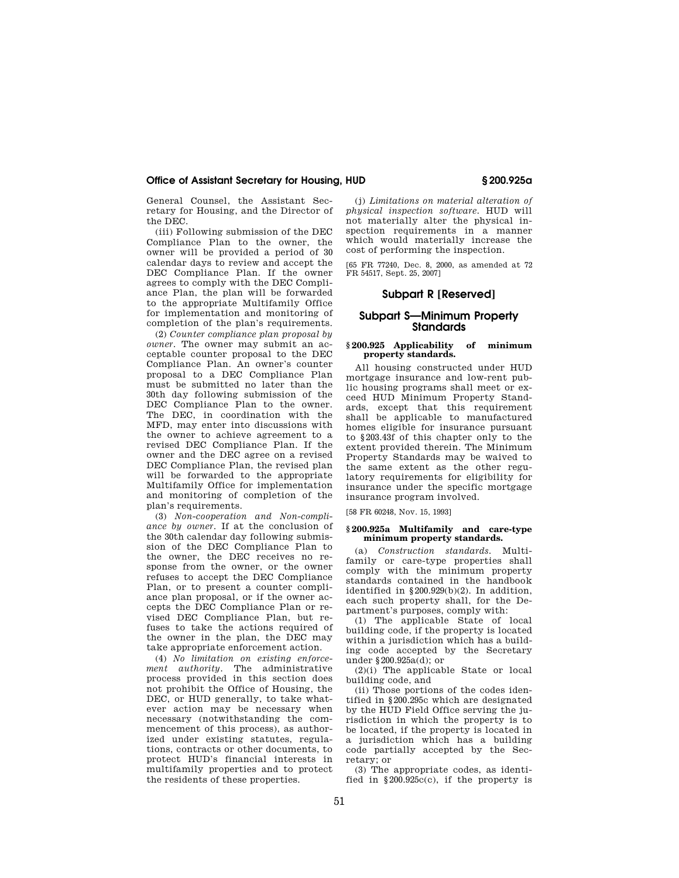General Counsel, the Assistant Secretary for Housing, and the Director of the DEC.

(iii) Following submission of the DEC Compliance Plan to the owner, the owner will be provided a period of 30 calendar days to review and accept the DEC Compliance Plan. If the owner agrees to comply with the DEC Compliance Plan, the plan will be forwarded to the appropriate Multifamily Office for implementation and monitoring of completion of the plan's requirements.

(2) *Counter compliance plan proposal by owner.* The owner may submit an acceptable counter proposal to the DEC Compliance Plan. An owner's counter proposal to a DEC Compliance Plan must be submitted no later than the 30th day following submission of the DEC Compliance Plan to the owner. The DEC, in coordination with the MFD, may enter into discussions with the owner to achieve agreement to a revised DEC Compliance Plan. If the owner and the DEC agree on a revised DEC Compliance Plan, the revised plan will be forwarded to the appropriate Multifamily Office for implementation and monitoring of completion of the plan's requirements.

(3) *Non-cooperation and Non-compliance by owner.* If at the conclusion of the 30th calendar day following submission of the DEC Compliance Plan to the owner, the DEC receives no response from the owner, or the owner refuses to accept the DEC Compliance Plan, or to present a counter compliance plan proposal, or if the owner accepts the DEC Compliance Plan or revised DEC Compliance Plan, but refuses to take the actions required of the owner in the plan, the DEC may take appropriate enforcement action.

(4) *No limitation on existing enforcement authority.* The administrative process provided in this section does not prohibit the Office of Housing, the DEC, or HUD generally, to take whatever action may be necessary when necessary (notwithstanding the commencement of this process), as authorized under existing statutes, regulations, contracts or other documents, to protect HUD's financial interests in multifamily properties and to protect the residents of these properties.

(j) *Limitations on material alteration of physical inspection software.* HUD will not materially alter the physical inspection requirements in a manner which would materially increase the cost of performing the inspection.

[65 FR 77240, Dec. 8, 2000, as amended at 72 FR 54517, Sept. 25, 2007]

## Subpart R [Reserved]

## Subpart S—Minimum Property Standards

### § 200.925 Applicability of minimum property standards.

All housing constructed under HUD mortgage insurance and low-rent public housing programs shall meet or exceed HUD Minimum Property Standards, except that this requirement shall be applicable to manufactured homes eligible for insurance pursuant to § 203.43f of this chapter only to the extent provided therein. The Minimum Property Standards may be waived to the same extent as the other regulatory requirements for eligibility for insurance under the specific mortgage insurance program involved.

[58 FR 60248, Nov. 15, 1993]

### § 200.925a Multifamily and care-type minimum property standards.

(a) *Construction standards.* Multifamily or care-type properties shall comply with the minimum property standards contained in the handbook identified in § 200.929(b)(2). In addition, each such property shall, for the Department's purposes, comply with:

(1) The applicable State of local building code, if the property is located within a jurisdiction which has a building code accepted by the Secretary under § 200.925a(d); or

(2)(i) The applicable State or local building code, and

(ii) Those portions of the codes identified in § 200.295c which are designated by the HUD Field Office serving the jurisdiction in which the property is to be located, if the property is located in a jurisdiction which has a building code partially accepted by the Secretary; or

(3) The appropriate codes, as identified in § 200.925c(c), if the property is